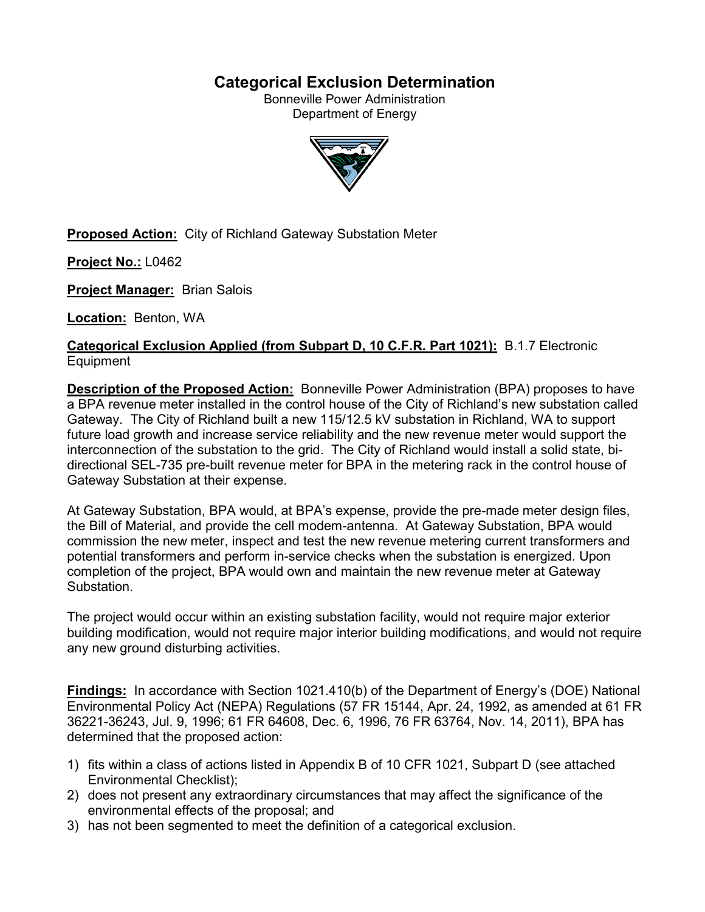# Categorical Exclusion Determination

Bonneville Power Administration
Department of Energy

**Proposed Action:** City of Richland Gateway Substation Meter

**Project No.:** L0462

**Project Manager:** Brian Salois

**Location:** Benton, WA

**Categorical Exclusion Applied (from Subpart D, 10 C.F.R. Part 1021):** B.1.7 Electronic Equipment

**Description of the Proposed Action:** Bonneville Power Administration (BPA) proposes to have a BPA revenue meter installed in the control house of the City of Richland's new substation called Gateway. The City of Richland built a new 115/12.5 kV substation in Richland, WA to support future load growth and increase service reliability and the new revenue meter would support the interconnection of the substation to the grid. The City of Richland would install a solid state, bi-directional SEL-735 pre-built revenue meter for BPA in the metering rack in the control house of Gateway Substation at their expense.

At Gateway Substation, BPA would, at BPA's expense, provide the pre-made meter design files, the Bill of Material, and provide the cell modem-antenna. At Gateway Substation, BPA would commission the new meter, inspect and test the new revenue metering current transformers and potential transformers and perform in-service checks when the substation is energized. Upon completion of the project, BPA would own and maintain the new revenue meter at Gateway Substation.

The project would occur within an existing substation facility, would not require major exterior building modification, would not require major interior building modifications, and would not require any new ground disturbing activities.

**Findings:** In accordance with Section 1021.410(b) of the Department of Energy's (DOE) National Environmental Policy Act (NEPA) Regulations (57 FR 15144, Apr. 24, 1992, as amended at 61 FR 36221-36243, Jul. 9, 1996; 61 FR 64608, Dec. 6, 1996, 76 FR 63764, Nov. 14, 2011), BPA has determined that the proposed action:

1) fits within a class of actions listed in Appendix B of 10 CFR 1021, Subpart D (see attached Environmental Checklist);
2) does not present any extraordinary circumstances that may affect the significance of the environmental effects of the proposal; and
3) has not been segmented to meet the definition of a categorical exclusion.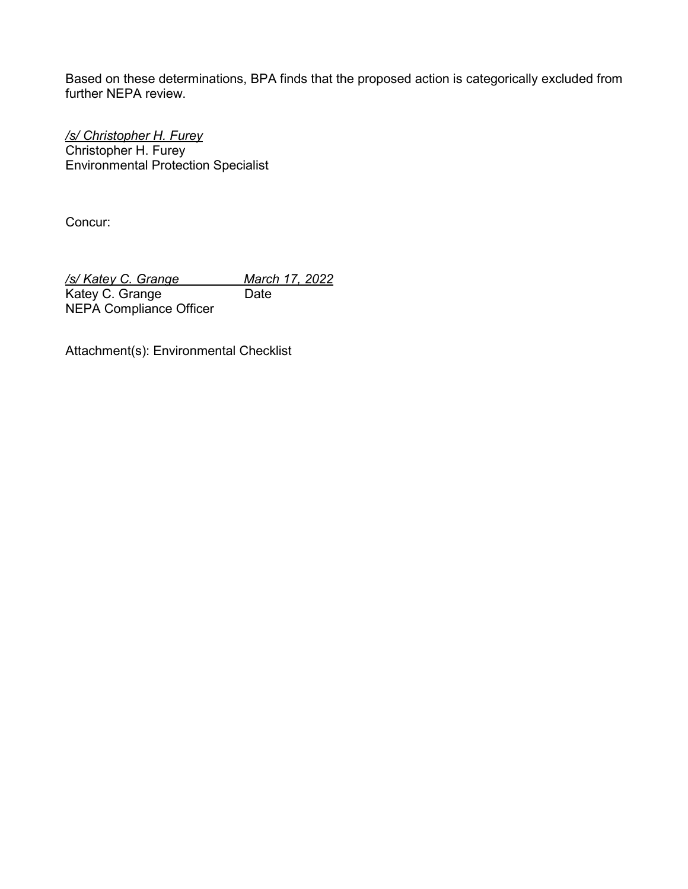Based on these determinations, BPA finds that the proposed action is categorically excluded from further NEPA review.

*/s/ Christopher H. Furey*
Christopher H. Furey
Environmental Protection Specialist

Concur:

*/s/ Katey C. Grange* *March 17, 2022*
Katey C. Grange Date
NEPA Compliance Officer

Attachment(s): Environmental Checklist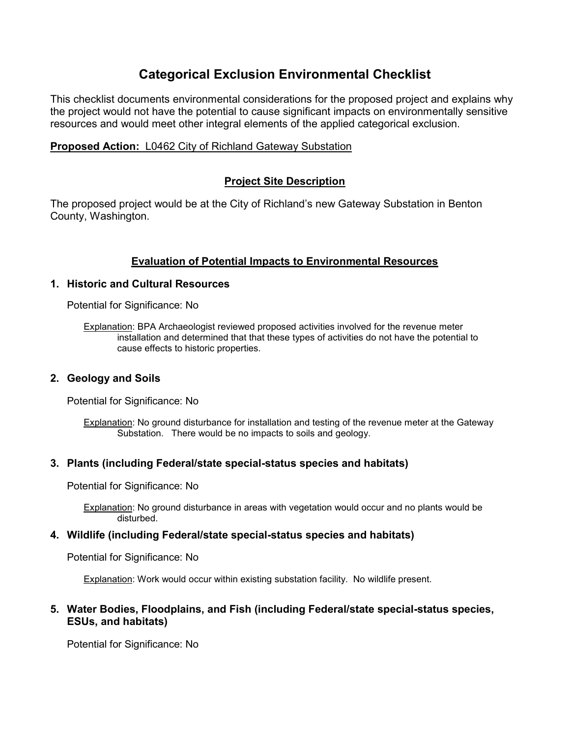# Categorical Exclusion Environmental Checklist

This checklist documents environmental considerations for the proposed project and explains why the project would not have the potential to cause significant impacts on environmentally sensitive resources and would meet other integral elements of the applied categorical exclusion.

**Proposed Action:** L0462 City of Richland Gateway Substation

## Project Site Description

The proposed project would be at the City of Richland's new Gateway Substation in Benton County, Washington.

## Evaluation of Potential Impacts to Environmental Resources

### 1. Historic and Cultural Resources

Potential for Significance: No

Explanation: BPA Archaeologist reviewed proposed activities involved for the revenue meter installation and determined that that these types of activities do not have the potential to cause effects to historic properties.

### 2. Geology and Soils

Potential for Significance: No

Explanation: No ground disturbance for installation and testing of the revenue meter at the Gateway Substation. There would be no impacts to soils and geology.

### 3. Plants (including Federal/state special-status species and habitats)

Potential for Significance: No

Explanation: No ground disturbance in areas with vegetation would occur and no plants would be disturbed.

### 4. Wildlife (including Federal/state special-status species and habitats)

Potential for Significance: No

Explanation: Work would occur within existing substation facility. No wildlife present.

### 5. Water Bodies, Floodplains, and Fish (including Federal/state special-status species, ESUs, and habitats)

Potential for Significance: No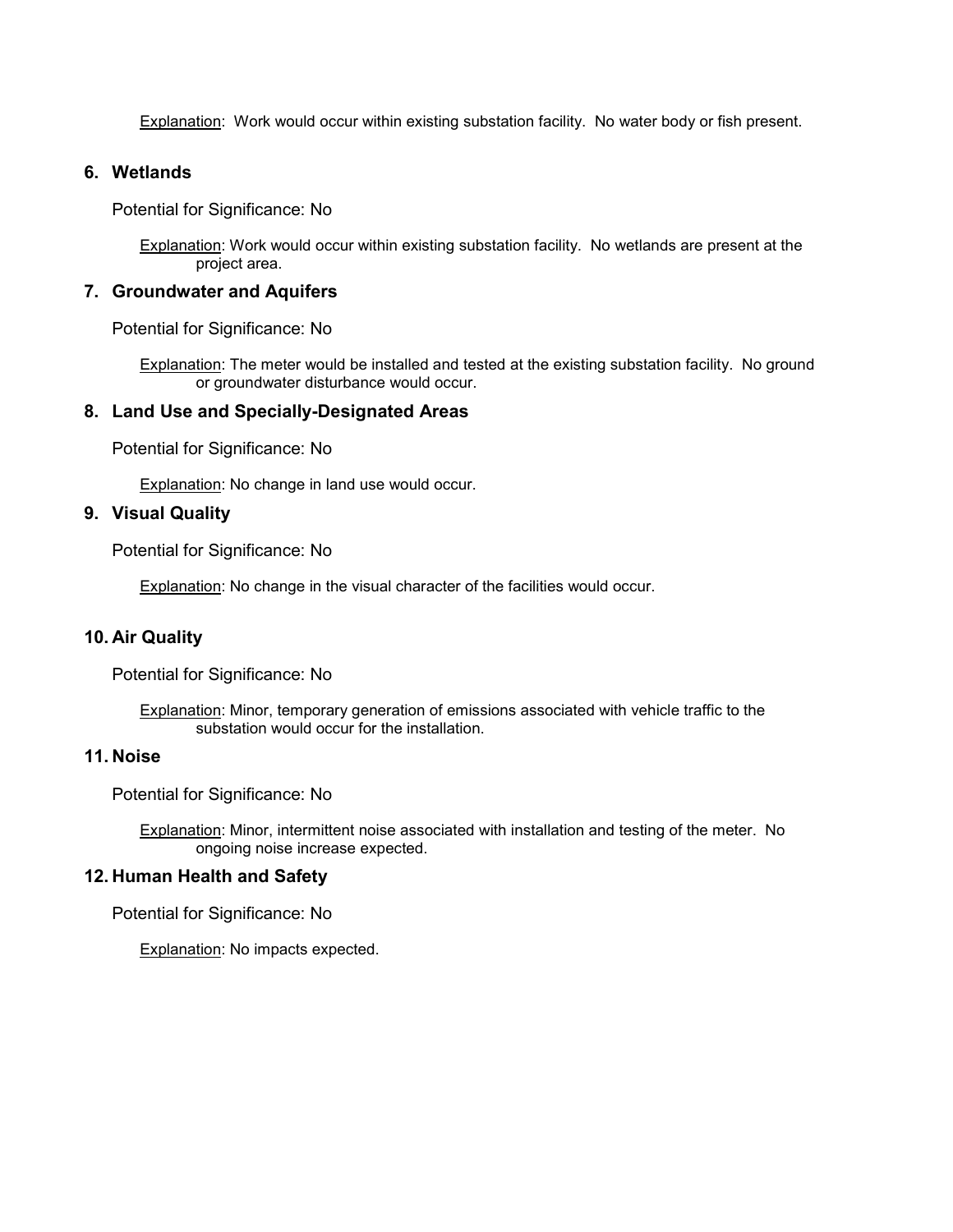Explanation: Work would occur within existing substation facility. No water body or fish present.

### 6. Wetlands

Potential for Significance: No

Explanation: Work would occur within existing substation facility. No wetlands are present at the project area.

### 7. Groundwater and Aquifers

Potential for Significance: No

Explanation: The meter would be installed and tested at the existing substation facility. No ground or groundwater disturbance would occur.

### 8. Land Use and Specially-Designated Areas

Potential for Significance: No

Explanation: No change in land use would occur.

### 9. Visual Quality

Potential for Significance: No

Explanation: No change in the visual character of the facilities would occur.

### 10. Air Quality

Potential for Significance: No

Explanation: Minor, temporary generation of emissions associated with vehicle traffic to the substation would occur for the installation.

### 11. Noise

Potential for Significance: No

Explanation: Minor, intermittent noise associated with installation and testing of the meter. No ongoing noise increase expected.

### 12. Human Health and Safety

Potential for Significance: No

Explanation: No impacts expected.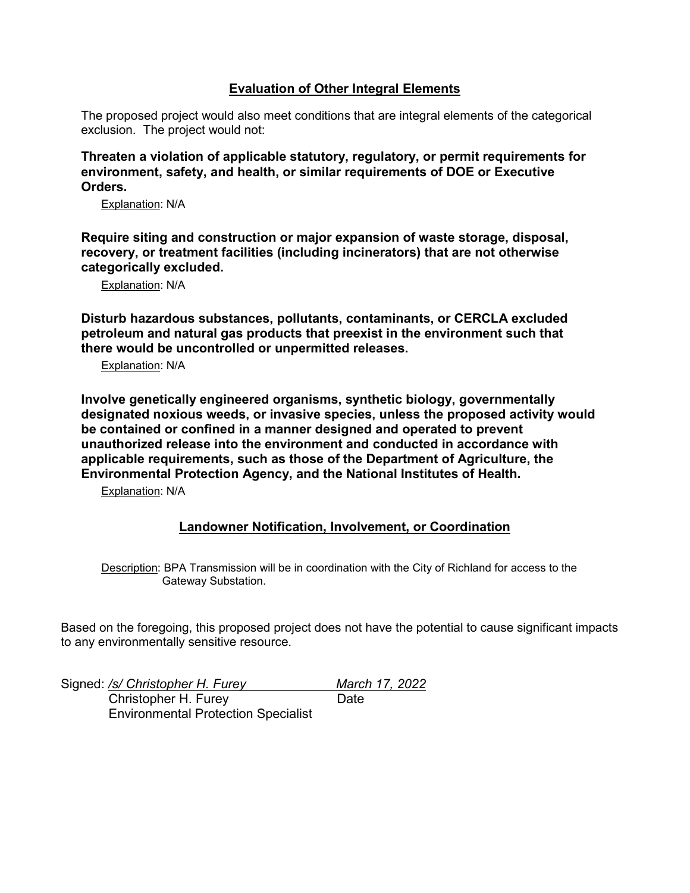## Evaluation of Other Integral Elements

The proposed project would also meet conditions that are integral elements of the categorical exclusion. The project would not:

**Threaten a violation of applicable statutory, regulatory, or permit requirements for environment, safety, and health, or similar requirements of DOE or Executive Orders.**

Explanation: N/A

**Require siting and construction or major expansion of waste storage, disposal, recovery, or treatment facilities (including incinerators) that are not otherwise categorically excluded.**

Explanation: N/A

**Disturb hazardous substances, pollutants, contaminants, or CERCLA excluded petroleum and natural gas products that preexist in the environment such that there would be uncontrolled or unpermitted releases.**

Explanation: N/A

**Involve genetically engineered organisms, synthetic biology, governmentally designated noxious weeds, or invasive species, unless the proposed activity would be contained or confined in a manner designed and operated to prevent unauthorized release into the environment and conducted in accordance with applicable requirements, such as those of the Department of Agriculture, the Environmental Protection Agency, and the National Institutes of Health.**

Explanation: N/A

## Landowner Notification, Involvement, or Coordination

Description: BPA Transmission will be in coordination with the City of Richland for access to the Gateway Substation.

Based on the foregoing, this proposed project does not have the potential to cause significant impacts to any environmentally sensitive resource.

Signed: */s/ Christopher H. Furey* *March 17, 2022*
Christopher H. Furey Date
Environmental Protection Specialist